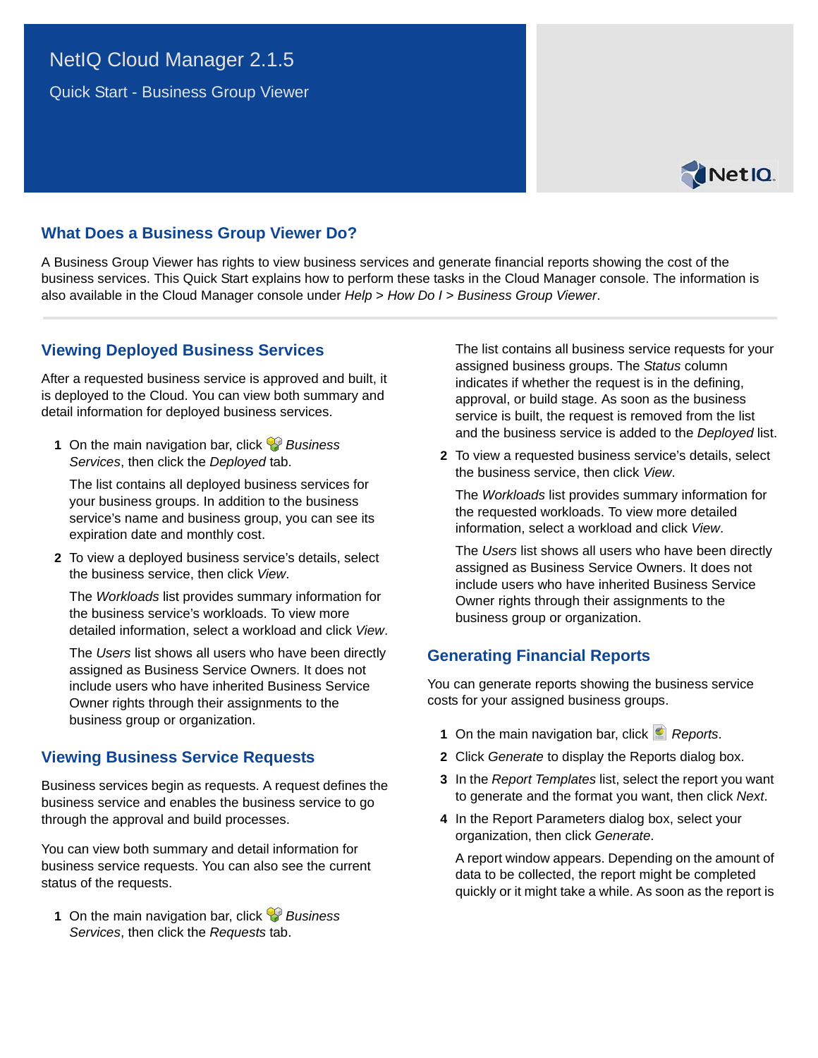# NetIQ Cloud Manager 2.1.5

Quick Start - Business Group Viewer

## What Does a Business Group Viewer Do?

A Business Group Viewer has rights to view business services and generate financial reports showing the cost of the business services. This Quick Start explains how to perform these tasks in the Cloud Manager console. The information is also available in the Cloud Manager console under *Help* > *How Do I* > *Business Group Viewer*.

## Viewing Deployed Business Services

After a requested business service is approved and built, it is deployed to the Cloud. You can view both summary and detail information for deployed business services.

1. On the main navigation bar, click *Business Services*, then click the *Deployed* tab.

   The list contains all deployed business services for your business groups. In addition to the business service's name and business group, you can see its expiration date and monthly cost.

2. To view a deployed business service's details, select the business service, then click *View*.

   The *Workloads* list provides summary information for the business service's workloads. To view more detailed information, select a workload and click *View*.

   The *Users* list shows all users who have been directly assigned as Business Service Owners. It does not include users who have inherited Business Service Owner rights through their assignments to the business group or organization.

## Viewing Business Service Requests

Business services begin as requests. A request defines the business service and enables the business service to go through the approval and build processes.

You can view both summary and detail information for business service requests. You can also see the current status of the requests.

1. On the main navigation bar, click *Business Services*, then click the *Requests* tab.

   The list contains all business service requests for your assigned business groups. The *Status* column indicates if whether the request is in the defining, approval, or build stage. As soon as the business service is built, the request is removed from the list and the business service is added to the *Deployed* list.

2. To view a requested business service's details, select the business service, then click *View*.

   The *Workloads* list provides summary information for the requested workloads. To view more detailed information, select a workload and click *View*.

   The *Users* list shows all users who have been directly assigned as Business Service Owners. It does not include users who have inherited Business Service Owner rights through their assignments to the business group or organization.

## Generating Financial Reports

You can generate reports showing the business service costs for your assigned business groups.

1. On the main navigation bar, click *Reports*.
2. Click *Generate* to display the Reports dialog box.
3. In the *Report Templates* list, select the report you want to generate and the format you want, then click *Next*.
4. In the Report Parameters dialog box, select your organization, then click *Generate*.

   A report window appears. Depending on the amount of data to be collected, the report might be completed quickly or it might take a while. As soon as the report is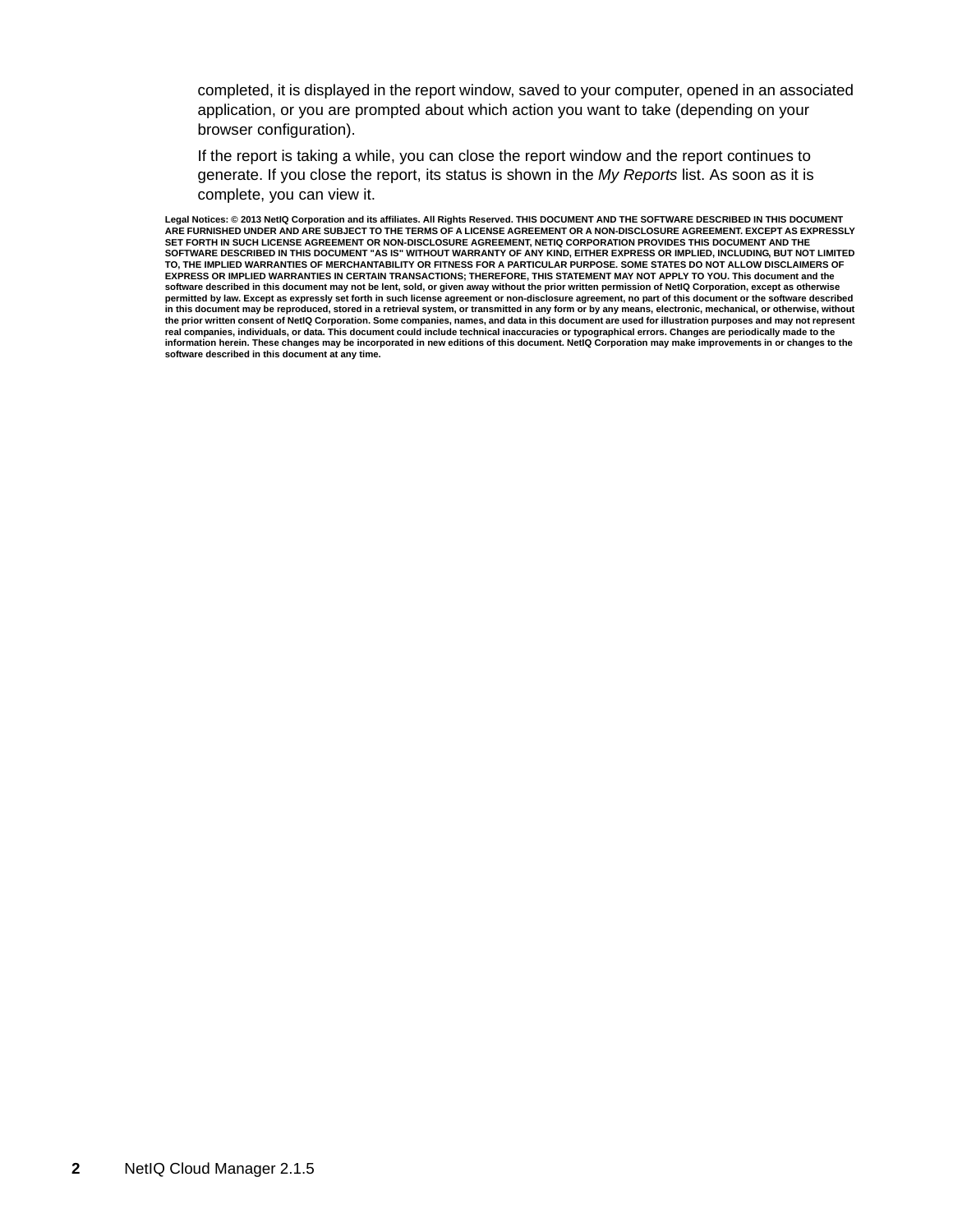completed, it is displayed in the report window, saved to your computer, opened in an associated application, or you are prompted about which action you want to take (depending on your browser configuration).

If the report is taking a while, you can close the report window and the report continues to generate. If you close the report, its status is shown in the *My Reports* list. As soon as it is complete, you can view it.

**Legal Notices: © 2013 NetIQ Corporation and its affiliates. All Rights Reserved. THIS DOCUMENT AND THE SOFTWARE DESCRIBED IN THIS DOCUMENT ARE FURNISHED UNDER AND ARE SUBJECT TO THE TERMS OF A LICENSE AGREEMENT OR A NON-DISCLOSURE AGREEMENT. EXCEPT AS EXPRESSLY SET FORTH IN SUCH LICENSE AGREEMENT OR NON-DISCLOSURE AGREEMENT, NETIQ CORPORATION PROVIDES THIS DOCUMENT AND THE SOFTWARE DESCRIBED IN THIS DOCUMENT "AS IS" WITHOUT WARRANTY OF ANY KIND, EITHER EXPRESS OR IMPLIED, INCLUDING, BUT NOT LIMITED TO, THE IMPLIED WARRANTIES OF MERCHANTABILITY OR FITNESS FOR A PARTICULAR PURPOSE. SOME STATES DO NOT ALLOW DISCLAIMERS OF EXPRESS OR IMPLIED WARRANTIES IN CERTAIN TRANSACTIONS; THEREFORE, THIS STATEMENT MAY NOT APPLY TO YOU. This document and the software described in this document may not be lent, sold, or given away without the prior written permission of NetIQ Corporation, except as otherwise permitted by law. Except as expressly set forth in such license agreement or non-disclosure agreement, no part of this document or the software described in this document may be reproduced, stored in a retrieval system, or transmitted in any form or by any means, electronic, mechanical, or otherwise, without the prior written consent of NetIQ Corporation. Some companies, names, and data in this document are used for illustration purposes and may not represent real companies, individuals, or data. This document could include technical inaccuracies or typographical errors. Changes are periodically made to the information herein. These changes may be incorporated in new editions of this document. NetIQ Corporation may make improvements in or changes to the software described in this document at any time.**